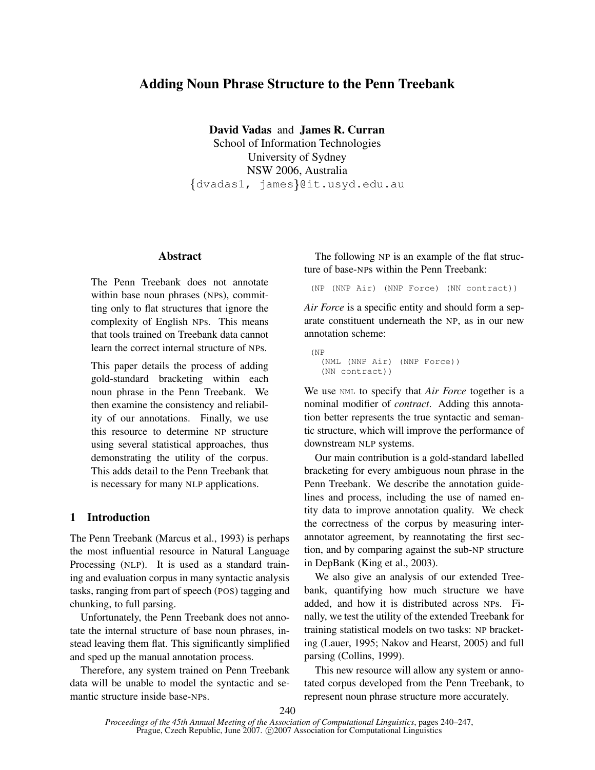# Adding Noun Phrase Structure to the Penn Treebank

**David Vadas** and **James R. Curran**
School of Information Technologies
University of Sydney
NSW 2006, Australia
{dvadas1, james}@it.usyd.edu.au

## Abstract

The Penn Treebank does not annotate within base noun phrases (NPs), committing only to flat structures that ignore the complexity of English NPs. This means that tools trained on Treebank data cannot learn the correct internal structure of NPs.

This paper details the process of adding gold-standard bracketing within each noun phrase in the Penn Treebank. We then examine the consistency and reliability of our annotations. Finally, we use this resource to determine NP structure using several statistical approaches, thus demonstrating the utility of the corpus. This adds detail to the Penn Treebank that is necessary for many NLP applications.

## 1 Introduction

The Penn Treebank (Marcus et al., 1993) is perhaps the most influential resource in Natural Language Processing (NLP). It is used as a standard training and evaluation corpus in many syntactic analysis tasks, ranging from part of speech (POS) tagging and chunking, to full parsing.

Unfortunately, the Penn Treebank does not annotate the internal structure of base noun phrases, instead leaving them flat. This significantly simplified and sped up the manual annotation process.

Therefore, any system trained on Penn Treebank data will be unable to model the syntactic and semantic structure inside base-NPs.

The following NP is an example of the flat structure of base-NPs within the Penn Treebank:

```
(NP (NNP Air) (NNP Force) (NN contract))
```

*Air Force* is a specific entity and should form a separate constituent underneath the NP, as in our new annotation scheme:

```
(NP
  (NML (NNP Air) (NNP Force))
  (NN contract))
```

We use NML to specify that *Air Force* together is a nominal modifier of *contract*. Adding this annotation better represents the true syntactic and semantic structure, which will improve the performance of downstream NLP systems.

Our main contribution is a gold-standard labelled bracketing for every ambiguous noun phrase in the Penn Treebank. We describe the annotation guidelines and process, including the use of named entity data to improve annotation quality. We check the correctness of the corpus by measuring inter-annotator agreement, by reannotating the first section, and by comparing against the sub-NP structure in DepBank (King et al., 2003).

We also give an analysis of our extended Treebank, quantifying how much structure we have added, and how it is distributed across NPs. Finally, we test the utility of the extended Treebank for training statistical models on two tasks: NP bracketing (Lauer, 1995; Nakov and Hearst, 2005) and full parsing (Collins, 1999).

This new resource will allow any system or annotated corpus developed from the Penn Treebank, to represent noun phrase structure more accurately.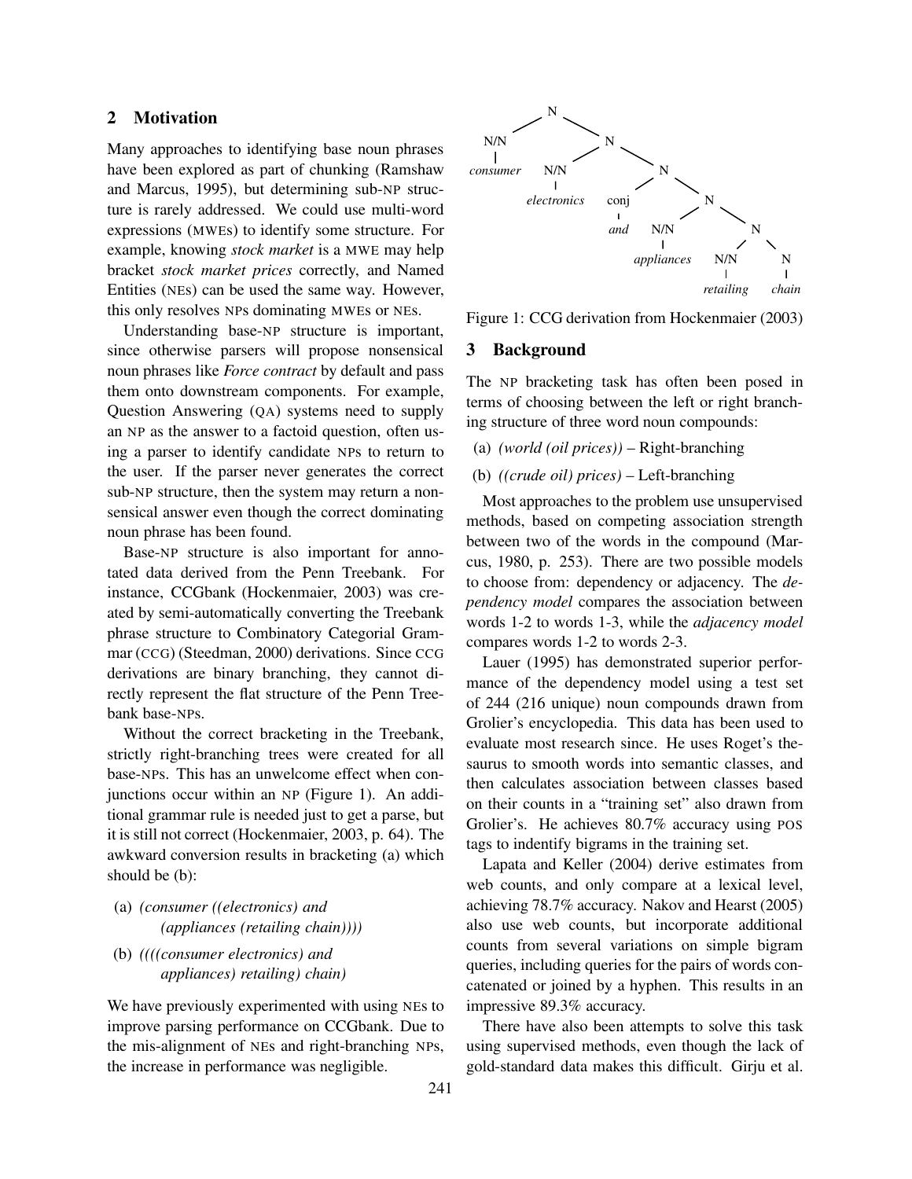## 2 Motivation

Many approaches to identifying base noun phrases have been explored as part of chunking (Ramshaw and Marcus, 1995), but determining sub-NP structure is rarely addressed. We could use multi-word expressions (MWEs) to identify some structure. For example, knowing *stock market* is a MWE may help bracket *stock market prices* correctly, and Named Entities (NEs) can be used the same way. However, this only resolves NPs dominating MWEs or NEs.

Understanding base-NP structure is important, since otherwise parsers will propose nonsensical noun phrases like *Force contract* by default and pass them onto downstream components. For example, Question Answering (QA) systems need to supply an NP as the answer to a factoid question, often using a parser to identify candidate NPs to return to the user. If the parser never generates the correct sub-NP structure, then the system may return a nonsensical answer even though the correct dominating noun phrase has been found.

Base-NP structure is also important for annotated data derived from the Penn Treebank. For instance, CCGbank (Hockenmaier, 2003) was created by semi-automatically converting the Treebank phrase structure to Combinatory Categorial Grammar (CCG) (Steedman, 2000) derivations. Since CCG derivations are binary branching, they cannot directly represent the flat structure of the Penn Treebank base-NPs.

Without the correct bracketing in the Treebank, strictly right-branching trees were created for all base-NPs. This has an unwelcome effect when conjunctions occur within an NP (Figure 1). An additional grammar rule is needed just to get a parse, but it is still not correct (Hockenmaier, 2003, p. 64). The awkward conversion results in bracketing (a) which should be (b):

(a) *(consumer ((electronics) and (appliances (retailing chain))))*

(b) *((((consumer electronics) and appliances) retailing) chain)*

We have previously experimented with using NEs to improve parsing performance on CCGbank. Due to the mis-alignment of NEs and right-branching NPs, the increase in performance was negligible.

```
N
├── N/N
│   └── consumer
└── N
    ├── N/N
    │   └── electronics
    └── N
        ├── conj
        │   └── and
        └── N
            ├── N/N
            │   └── appliances
            └── N
                ├── N/N
                │   └── retailing
                └── N
                    └── chain
```

Figure 1: CCG derivation from Hockenmaier (2003)

## 3 Background

The NP bracketing task has often been posed in terms of choosing between the left or right branching structure of three word noun compounds:

(a) *(world (oil prices))* – Right-branching

(b) *((crude oil) prices)* – Left-branching

Most approaches to the problem use unsupervised methods, based on competing association strength between two of the words in the compound (Marcus, 1980, p. 253). There are two possible models to choose from: dependency or adjacency. The *dependency model* compares the association between words 1-2 to words 1-3, while the *adjacency model* compares words 1-2 to words 2-3.

Lauer (1995) has demonstrated superior performance of the dependency model using a test set of 244 (216 unique) noun compounds drawn from Grolier's encyclopedia. This data has been used to evaluate most research since. He uses Roget's thesaurus to smooth words into semantic classes, and then calculates association between classes based on their counts in a "training set" also drawn from Grolier's. He achieves 80.7% accuracy using POS tags to indentify bigrams in the training set.

Lapata and Keller (2004) derive estimates from web counts, and only compare at a lexical level, achieving 78.7% accuracy. Nakov and Hearst (2005) also use web counts, but incorporate additional counts from several variations on simple bigram queries, including queries for the pairs of words concatenated or joined by a hyphen. This results in an impressive 89.3% accuracy.

There have also been attempts to solve this task using supervised methods, even though the lack of gold-standard data makes this difficult. Girju et al.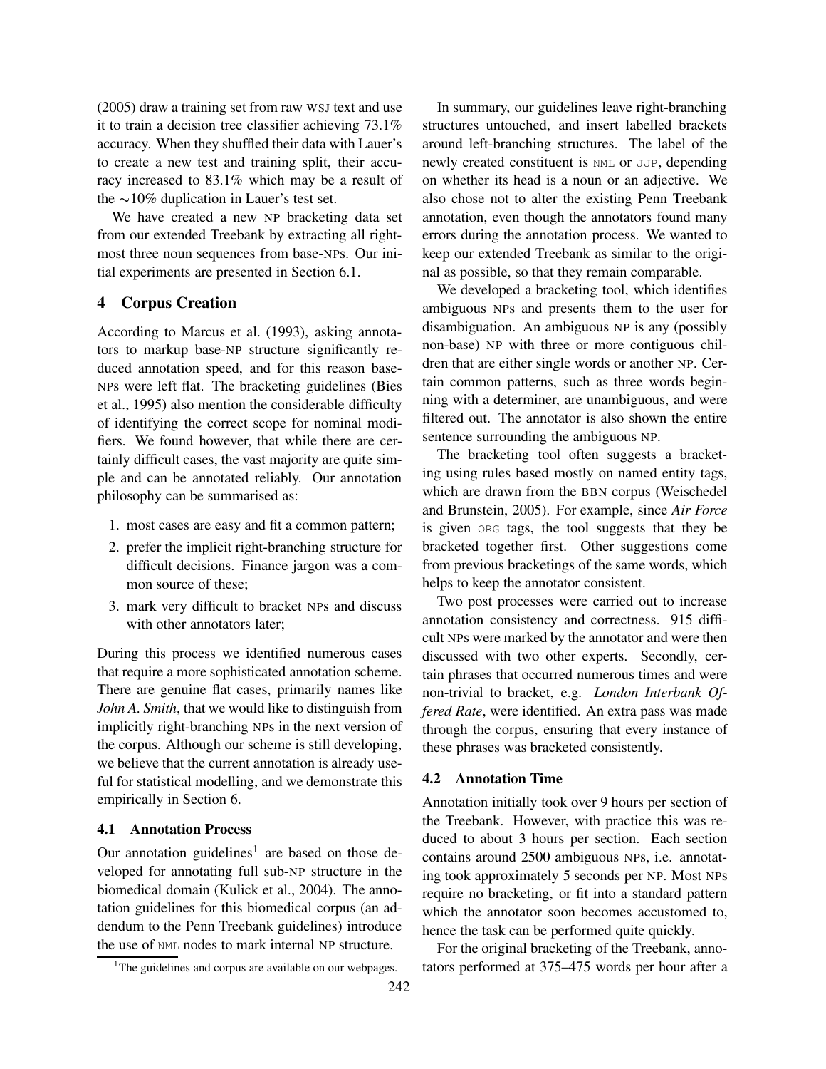(2005) draw a training set from raw WSJ text and use it to train a decision tree classifier achieving 73.1% accuracy. When they shuffled their data with Lauer's to create a new test and training split, their accuracy increased to 83.1% which may be a result of the ∼10% duplication in Lauer's test set.

We have created a new NP bracketing data set from our extended Treebank by extracting all rightmost three noun sequences from base-NPs. Our initial experiments are presented in Section 6.1.

## 4 Corpus Creation

According to Marcus et al. (1993), asking annotators to markup base-NP structure significantly reduced annotation speed, and for this reason base-NPs were left flat. The bracketing guidelines (Bies et al., 1995) also mention the considerable difficulty of identifying the correct scope for nominal modifiers. We found however, that while there are certainly difficult cases, the vast majority are quite simple and can be annotated reliably. Our annotation philosophy can be summarised as:

1. most cases are easy and fit a common pattern;
2. prefer the implicit right-branching structure for difficult decisions. Finance jargon was a common source of these;
3. mark very difficult to bracket NPs and discuss with other annotators later;

During this process we identified numerous cases that require a more sophisticated annotation scheme. There are genuine flat cases, primarily names like *John A. Smith*, that we would like to distinguish from implicitly right-branching NPs in the next version of the corpus. Although our scheme is still developing, we believe that the current annotation is already useful for statistical modelling, and we demonstrate this empirically in Section 6.

### 4.1 Annotation Process

Our annotation guidelines[1] are based on those developed for annotating full sub-NP structure in the biomedical domain (Kulick et al., 2004). The annotation guidelines for this biomedical corpus (an addendum to the Penn Treebank guidelines) introduce the use of NML nodes to mark internal NP structure.

In summary, our guidelines leave right-branching structures untouched, and insert labelled brackets around left-branching structures. The label of the newly created constituent is NML or JJP, depending on whether its head is a noun or an adjective. We also chose not to alter the existing Penn Treebank annotation, even though the annotators found many errors during the annotation process. We wanted to keep our extended Treebank as similar to the original as possible, so that they remain comparable.

We developed a bracketing tool, which identifies ambiguous NPs and presents them to the user for disambiguation. An ambiguous NP is any (possibly non-base) NP with three or more contiguous children that are either single words or another NP. Certain common patterns, such as three words beginning with a determiner, are unambiguous, and were filtered out. The annotator is also shown the entire sentence surrounding the ambiguous NP.

The bracketing tool often suggests a bracketing using rules based mostly on named entity tags, which are drawn from the BBN corpus (Weischedel and Brunstein, 2005). For example, since *Air Force* is given ORG tags, the tool suggests that they be bracketed together first. Other suggestions come from previous bracketings of the same words, which helps to keep the annotator consistent.

Two post processes were carried out to increase annotation consistency and correctness. 915 difficult NPs were marked by the annotator and were then discussed with two other experts. Secondly, certain phrases that occurred numerous times and were non-trivial to bracket, e.g. *London Interbank Offered Rate*, were identified. An extra pass was made through the corpus, ensuring that every instance of these phrases was bracketed consistently.

### 4.2 Annotation Time

Annotation initially took over 9 hours per section of the Treebank. However, with practice this was reduced to about 3 hours per section. Each section contains around 2500 ambiguous NPs, i.e. annotating took approximately 5 seconds per NP. Most NPs require no bracketing, or fit into a standard pattern which the annotator soon becomes accustomed to, hence the task can be performed quite quickly.

For the original bracketing of the Treebank, annotators performed at 375–475 words per hour after a

[1] The guidelines and corpus are available on our webpages.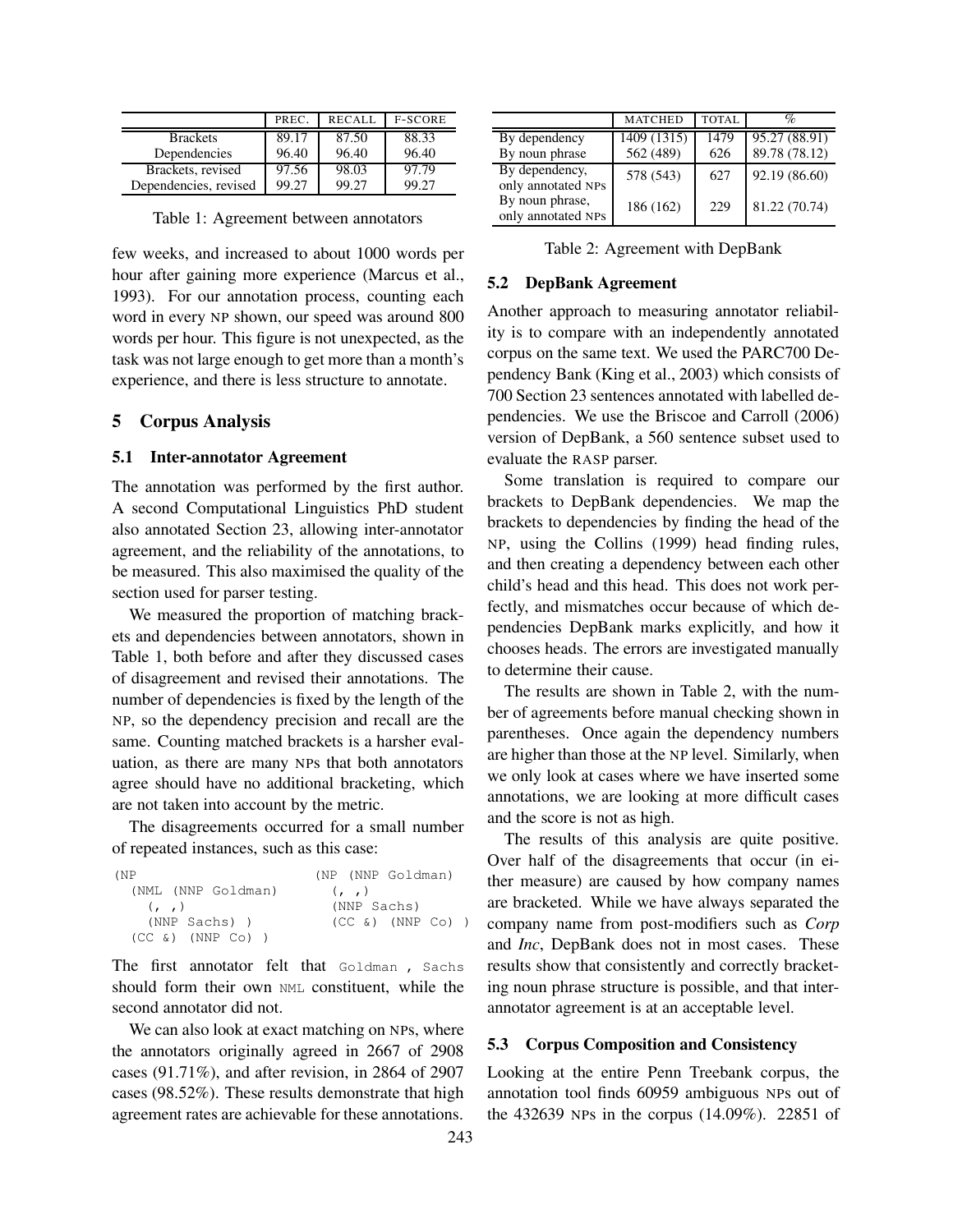|  | PREC. | RECALL | F-SCORE |
| --- | --- | --- | --- |
| Brackets | 89.17 | 87.50 | 88.33 |
| Dependencies | 96.40 | 96.40 | 96.40 |
| Brackets, revised | 97.56 | 98.03 | 97.79 |
| Dependencies, revised | 99.27 | 99.27 | 99.27 |

Table 1: Agreement between annotators

few weeks, and increased to about 1000 words per hour after gaining more experience (Marcus et al., 1993). For our annotation process, counting each word in every NP shown, our speed was around 800 words per hour. This figure is not unexpected, as the task was not large enough to get more than a month's experience, and there is less structure to annotate.

# 5 Corpus Analysis

## 5.1 Inter-annotator Agreement

The annotation was performed by the first author. A second Computational Linguistics PhD student also annotated Section 23, allowing inter-annotator agreement, and the reliability of the annotations, to be measured. This also maximised the quality of the section used for parser testing.

We measured the proportion of matching brackets and dependencies between annotators, shown in Table 1, both before and after they discussed cases of disagreement and revised their annotations. The number of dependencies is fixed by the length of the NP, so the dependency precision and recall are the same. Counting matched brackets is a harsher evaluation, as there are many NPs that both annotators agree should have no additional bracketing, which are not taken into account by the metric.

The disagreements occurred for a small number of repeated instances, such as this case:

```
(NP                          (NP (NNP Goldman)
  (NML (NNP Goldman)           (, ,)
    (, ,)                      (NNP Sachs)
    (NNP Sachs) )              (CC &) (NNP Co) )
  (CC &) (NNP Co) )
```

The first annotator felt that `Goldman , Sachs` should form their own `NML` constituent, while the second annotator did not.

We can also look at exact matching on NPs, where the annotators originally agreed in 2667 of 2908 cases (91.71%), and after revision, in 2864 of 2907 cases (98.52%). These results demonstrate that high agreement rates are achievable for these annotations.

|  | MATCHED | TOTAL | % |
| --- | --- | --- | --- |
| By dependency | 1409 (1315) | 1479 | 95.27 (88.91) |
| By noun phrase | 562 (489) | 626 | 89.78 (78.12) |
| By dependency, only annotated NPs | 578 (543) | 627 | 92.19 (86.60) |
| By noun phrase, only annotated NPs | 186 (162) | 229 | 81.22 (70.74) |

Table 2: Agreement with DepBank

## 5.2 DepBank Agreement

Another approach to measuring annotator reliability is to compare with an independently annotated corpus on the same text. We used the PARC700 Dependency Bank (King et al., 2003) which consists of 700 Section 23 sentences annotated with labelled dependencies. We use the Briscoe and Carroll (2006) version of DepBank, a 560 sentence subset used to evaluate the RASP parser.

Some translation is required to compare our brackets to DepBank dependencies. We map the brackets to dependencies by finding the head of the NP, using the Collins (1999) head finding rules, and then creating a dependency between each other child's head and this head. This does not work perfectly, and mismatches occur because of which dependencies DepBank marks explicitly, and how it chooses heads. The errors are investigated manually to determine their cause.

The results are shown in Table 2, with the number of agreements before manual checking shown in parentheses. Once again the dependency numbers are higher than those at the NP level. Similarly, when we only look at cases where we have inserted some annotations, we are looking at more difficult cases and the score is not as high.

The results of this analysis are quite positive. Over half of the disagreements that occur (in either measure) are caused by how company names are bracketed. While we have always separated the company name from post-modifiers such as *Corp* and *Inc*, DepBank does not in most cases. These results show that consistently and correctly bracketing noun phrase structure is possible, and that inter-annotator agreement is at an acceptable level.

## 5.3 Corpus Composition and Consistency

Looking at the entire Penn Treebank corpus, the annotation tool finds 60959 ambiguous NPs out of the 432639 NPs in the corpus (14.09%). 22851 of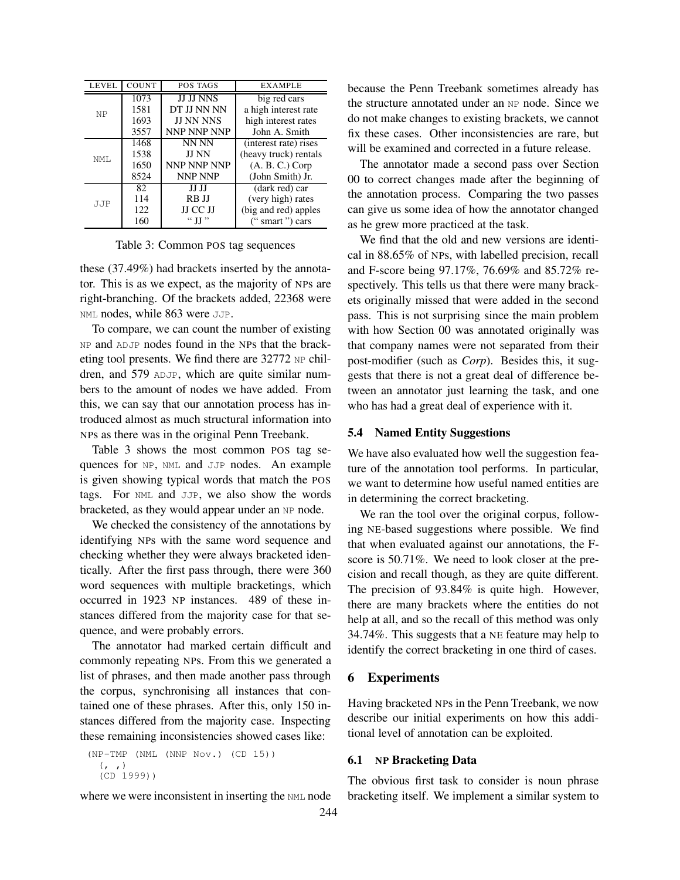| LEVEL | COUNT | POS TAGS | EXAMPLE |
|---|---|---|---|
| NP | 1073 | JJ JJ NNS | big red cars |
| | 1581 | DT JJ NN NN | a high interest rate |
| | 1693 | JJ NN NNS | high interest rates |
| | 3557 | NNP NNP NNP | John A. Smith |
| NML | 1468 | NN NN | (interest rate) rises |
| | 1538 | JJ NN | (heavy truck) rentals |
| | 1650 | NNP NNP NNP | (A. B. C.) Corp |
| | 8524 | NNP NNP | (John Smith) Jr. |
| JJP | 82 | JJ JJ | (dark red) car |
| | 114 | RB JJ | (very high) rates |
| | 122 | JJ CC JJ | (big and red) apples |
| | 160 | " JJ " | (" smart ") cars |

Table 3: Common POS tag sequences

these (37.49%) had brackets inserted by the annotator. This is as we expect, as the majority of NPs are right-branching. Of the brackets added, 22368 were NML nodes, while 863 were JJP.

To compare, we can count the number of existing NP and ADJP nodes found in the NPs that the bracketing tool presents. We find there are 32772 NP children, and 579 ADJP, which are quite similar numbers to the amount of nodes we have added. From this, we can say that our annotation process has introduced almost as much structural information into NPs as there was in the original Penn Treebank.

Table 3 shows the most common POS tag sequences for NP, NML and JJP nodes. An example is given showing typical words that match the POS tags. For NML and JJP, we also show the words bracketed, as they would appear under an NP node.

We checked the consistency of the annotations by identifying NPs with the same word sequence and checking whether they were always bracketed identically. After the first pass through, there were 360 word sequences with multiple bracketings, which occurred in 1923 NP instances. 489 of these instances differed from the majority case for that sequence, and were probably errors.

The annotator had marked certain difficult and commonly repeating NPs. From this we generated a list of phrases, and then made another pass through the corpus, synchronising all instances that contained one of these phrases. After this, only 150 instances differed from the majority case. Inspecting these remaining inconsistencies showed cases like:

```
(NP-TMP (NML (NNP Nov.) (CD 15))
  (, ,)
  (CD 1999))
```

where we were inconsistent in inserting the NML node because the Penn Treebank sometimes already has the structure annotated under an NP node. Since we do not make changes to existing brackets, we cannot fix these cases. Other inconsistencies are rare, but will be examined and corrected in a future release.

The annotator made a second pass over Section 00 to correct changes made after the beginning of the annotation process. Comparing the two passes can give us some idea of how the annotator changed as he grew more practiced at the task.

We find that the old and new versions are identical in 88.65% of NPs, with labelled precision, recall and F-score being 97.17%, 76.69% and 85.72% respectively. This tells us that there were many brackets originally missed that were added in the second pass. This is not surprising since the main problem with how Section 00 was annotated originally was that company names were not separated from their post-modifier (such as *Corp*). Besides this, it suggests that there is not a great deal of difference between an annotator just learning the task, and one who has had a great deal of experience with it.

### 5.4 Named Entity Suggestions

We have also evaluated how well the suggestion feature of the annotation tool performs. In particular, we want to determine how useful named entities are in determining the correct bracketing.

We ran the tool over the original corpus, following NE-based suggestions where possible. We find that when evaluated against our annotations, the F-score is 50.71%. We need to look closer at the precision and recall though, as they are quite different. The precision of 93.84% is quite high. However, there are many brackets where the entities do not help at all, and so the recall of this method was only 34.74%. This suggests that a NE feature may help to identify the correct bracketing in one third of cases.

## 6 Experiments

Having bracketed NPs in the Penn Treebank, we now describe our initial experiments on how this additional level of annotation can be exploited.

### 6.1 NP Bracketing Data

The obvious first task to consider is noun phrase bracketing itself. We implement a similar system to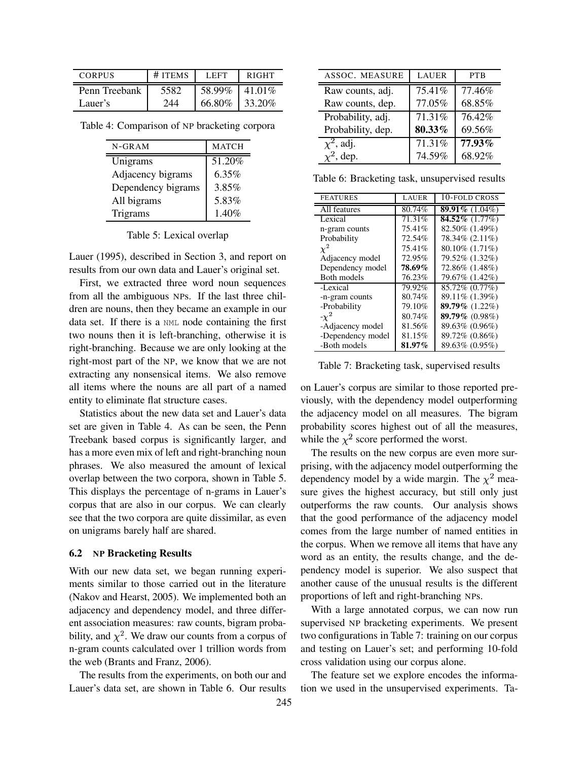| CORPUS | # ITEMS | LEFT | RIGHT |
|---|---|---|---|
| Penn Treebank | 5582 | 58.99% | 41.01% |
| Lauer's | 244 | 66.80% | 33.20% |

Table 4: Comparison of NP bracketing corpora

| N-GRAM | MATCH |
|---|---|
| Unigrams | 51.20% |
| Adjacency bigrams | 6.35% |
| Dependency bigrams | 3.85% |
| All bigrams | 5.83% |
| Trigrams | 1.40% |

Table 5: Lexical overlap

Lauer (1995), described in Section 3, and report on results from our own data and Lauer's original set.

First, we extracted three word noun sequences from all the ambiguous NPs. If the last three children are nouns, then they became an example in our data set. If there is a NML node containing the first two nouns then it is left-branching, otherwise it is right-branching. Because we are only looking at the right-most part of the NP, we know that we are not extracting any nonsensical items. We also remove all items where the nouns are all part of a named entity to eliminate flat structure cases.

Statistics about the new data set and Lauer's data set are given in Table 4. As can be seen, the Penn Treebank based corpus is significantly larger, and has a more even mix of left and right-branching noun phrases. We also measured the amount of lexical overlap between the two corpora, shown in Table 5. This displays the percentage of n-grams in Lauer's corpus that are also in our corpus. We can clearly see that the two corpora are quite dissimilar, as even on unigrams barely half are shared.

### 6.2 NP Bracketing Results

With our new data set, we began running experiments similar to those carried out in the literature (Nakov and Hearst, 2005). We implemented both an adjacency and dependency model, and three different association measures: raw counts, bigram probability, and $\chi^2$. We draw our counts from a corpus of n-gram counts calculated over 1 trillion words from the web (Brants and Franz, 2006).

The results from the experiments, on both our and Lauer's data set, are shown in Table 6. Our results

| ASSOC. MEASURE | LAUER | PTB |
|---|---|---|
| Raw counts, adj. | 75.41% | 77.46% |
| Raw counts, dep. | 77.05% | 68.85% |
| Probability, adj. | 71.31% | 76.42% |
| Probability, dep. | **80.33%** | 69.56% |
| $\chi^2$, adj. | 71.31% | **77.93%** |
| $\chi^2$, dep. | 74.59% | 68.92% |

Table 6: Bracketing task, unsupervised results

| FEATURES | LAUER | 10-FOLD CROSS |
|---|---|---|
| All features | 80.74% | **89.91%** (1.04%) |
| Lexical | 71.31% | **84.52%** (1.77%) |
| n-gram counts | 75.41% | 82.50% (1.49%) |
| Probability | 72.54% | 78.34% (2.11%) |
| $\chi^2$ | 75.41% | 80.10% (1.71%) |
| Adjacency model | 72.95% | 79.52% (1.32%) |
| Dependency model | **78.69%** | 72.86% (1.48%) |
| Both models | 76.23% | 79.67% (1.42%) |
| -Lexical | 79.92% | 85.72% (0.77%) |
| -n-gram counts | 80.74% | 89.11% (1.39%) |
| -Probability | 79.10% | **89.79%** (1.22%) |
| -$\chi^2$ | 80.74% | **89.79%** (0.98%) |
| -Adjacency model | 81.56% | 89.63% (0.96%) |
| -Dependency model | 81.15% | 89.72% (0.86%) |
| -Both models | **81.97%** | 89.63% (0.95%) |

Table 7: Bracketing task, supervised results

on Lauer's corpus are similar to those reported previously, with the dependency model outperforming the adjacency model on all measures. The bigram probability scores highest out of all the measures, while the $\chi^2$ score performed the worst.

The results on the new corpus are even more surprising, with the adjacency model outperforming the dependency model by a wide margin. The $\chi^2$ measure gives the highest accuracy, but still only just outperforms the raw counts. Our analysis shows that the good performance of the adjacency model comes from the large number of named entities in the corpus. When we remove all items that have any word as an entity, the results change, and the dependency model is superior. We also suspect that another cause of the unusual results is the different proportions of left and right-branching NPs.

With a large annotated corpus, we can now run supervised NP bracketing experiments. We present two configurations in Table 7: training on our corpus and testing on Lauer's set; and performing 10-fold cross validation using our corpus alone.

The feature set we explore encodes the information we used in the unsupervised experiments. Ta-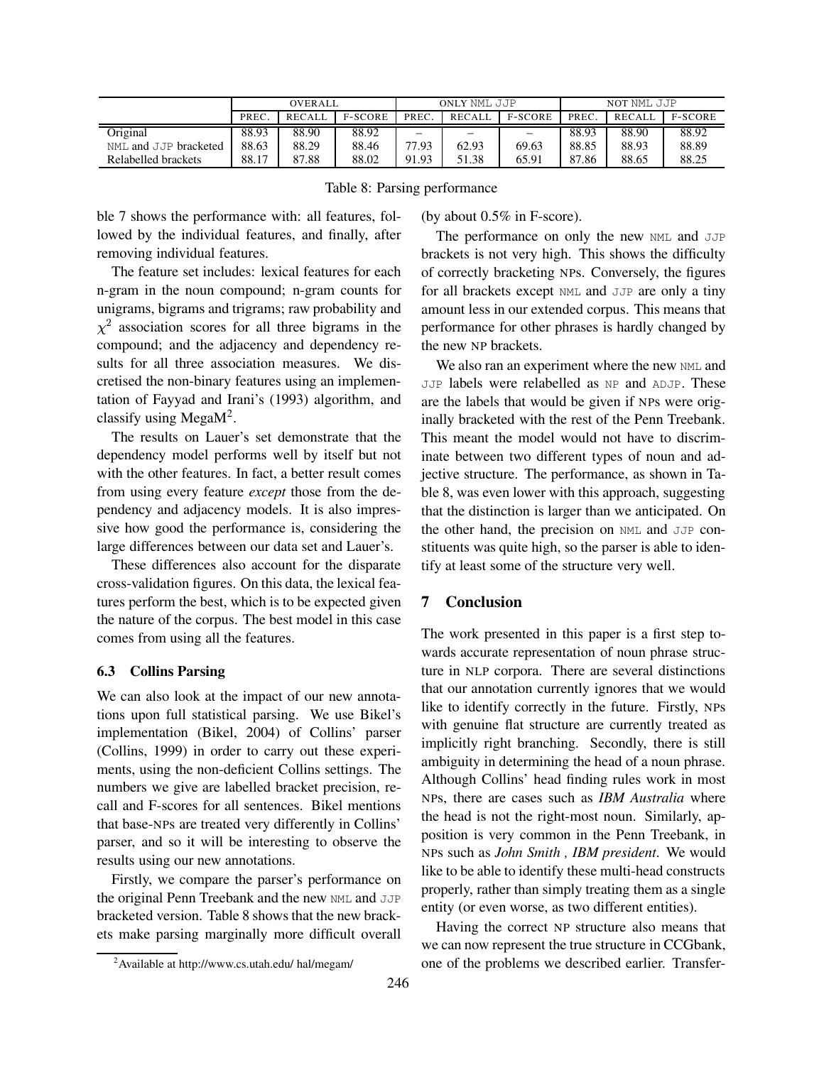| | OVERALL | | | ONLY NML JJP | | | NOT NML JJP | | |
|---|---|---|---|---|---|---|---|---|---|
| | PREC. | RECALL | F-SCORE | PREC. | RECALL | F-SCORE | PREC. | RECALL | F-SCORE |
| Original | 88.93 | 88.90 | 88.92 | – | – | – | 88.93 | 88.90 | 88.92 |
| NML and JJP bracketed | 88.63 | 88.29 | 88.46 | 77.93 | 62.93 | 69.63 | 88.85 | 88.93 | 88.89 |
| Relabelled brackets | 88.17 | 87.88 | 88.02 | 91.93 | 51.38 | 65.91 | 87.86 | 88.65 | 88.25 |

Table 8: Parsing performance

ble 7 shows the performance with: all features, followed by the individual features, and finally, after removing individual features.

The feature set includes: lexical features for each n-gram in the noun compound; n-gram counts for unigrams, bigrams and trigrams; raw probability and $\chi^2$ association scores for all three bigrams in the compound; and the adjacency and dependency results for all three association measures. We discretised the non-binary features using an implementation of Fayyad and Irani's (1993) algorithm, and classify using MegaM[2].

The results on Lauer's set demonstrate that the dependency model performs well by itself but not with the other features. In fact, a better result comes from using every feature *except* those from the dependency and adjacency models. It is also impressive how good the performance is, considering the large differences between our data set and Lauer's.

These differences also account for the disparate cross-validation figures. On this data, the lexical features perform the best, which is to be expected given the nature of the corpus. The best model in this case comes from using all the features.

### 6.3 Collins Parsing

We can also look at the impact of our new annotations upon full statistical parsing. We use Bikel's implementation (Bikel, 2004) of Collins' parser (Collins, 1999) in order to carry out these experiments, using the non-deficient Collins settings. The numbers we give are labelled bracket precision, recall and F-scores for all sentences. Bikel mentions that base-NPs are treated very differently in Collins' parser, and so it will be interesting to observe the results using our new annotations.

Firstly, we compare the parser's performance on the original Penn Treebank and the new NML and JJP bracketed version. Table 8 shows that the new brackets make parsing marginally more difficult overall (by about 0.5% in F-score).

The performance on only the new NML and JJP brackets is not very high. This shows the difficulty of correctly bracketing NPs. Conversely, the figures for all brackets except NML and JJP are only a tiny amount less in our extended corpus. This means that performance for other phrases is hardly changed by the new NP brackets.

We also ran an experiment where the new NML and JJP labels were relabelled as NP and ADJP. These are the labels that would be given if NPs were originally bracketed with the rest of the Penn Treebank. This meant the model would not have to discriminate between two different types of noun and adjective structure. The performance, as shown in Table 8, was even lower with this approach, suggesting that the distinction is larger than we anticipated. On the other hand, the precision on NML and JJP constituents was quite high, so the parser is able to identify at least some of the structure very well.

## 7 Conclusion

The work presented in this paper is a first step towards accurate representation of noun phrase structure in NLP corpora. There are several distinctions that our annotation currently ignores that we would like to identify correctly in the future. Firstly, NPs with genuine flat structure are currently treated as implicitly right branching. Secondly, there is still ambiguity in determining the head of a noun phrase. Although Collins' head finding rules work in most NPs, there are cases such as *IBM Australia* where the head is not the right-most noun. Similarly, apposition is very common in the Penn Treebank, in NPs such as *John Smith , IBM president*. We would like to be able to identify these multi-head constructs properly, rather than simply treating them as a single entity (or even worse, as two different entities).

Having the correct NP structure also means that we can now represent the true structure in CCGbank, one of the problems we described earlier. Transfer-

[2] Available at http://www.cs.utah.edu/ hal/megam/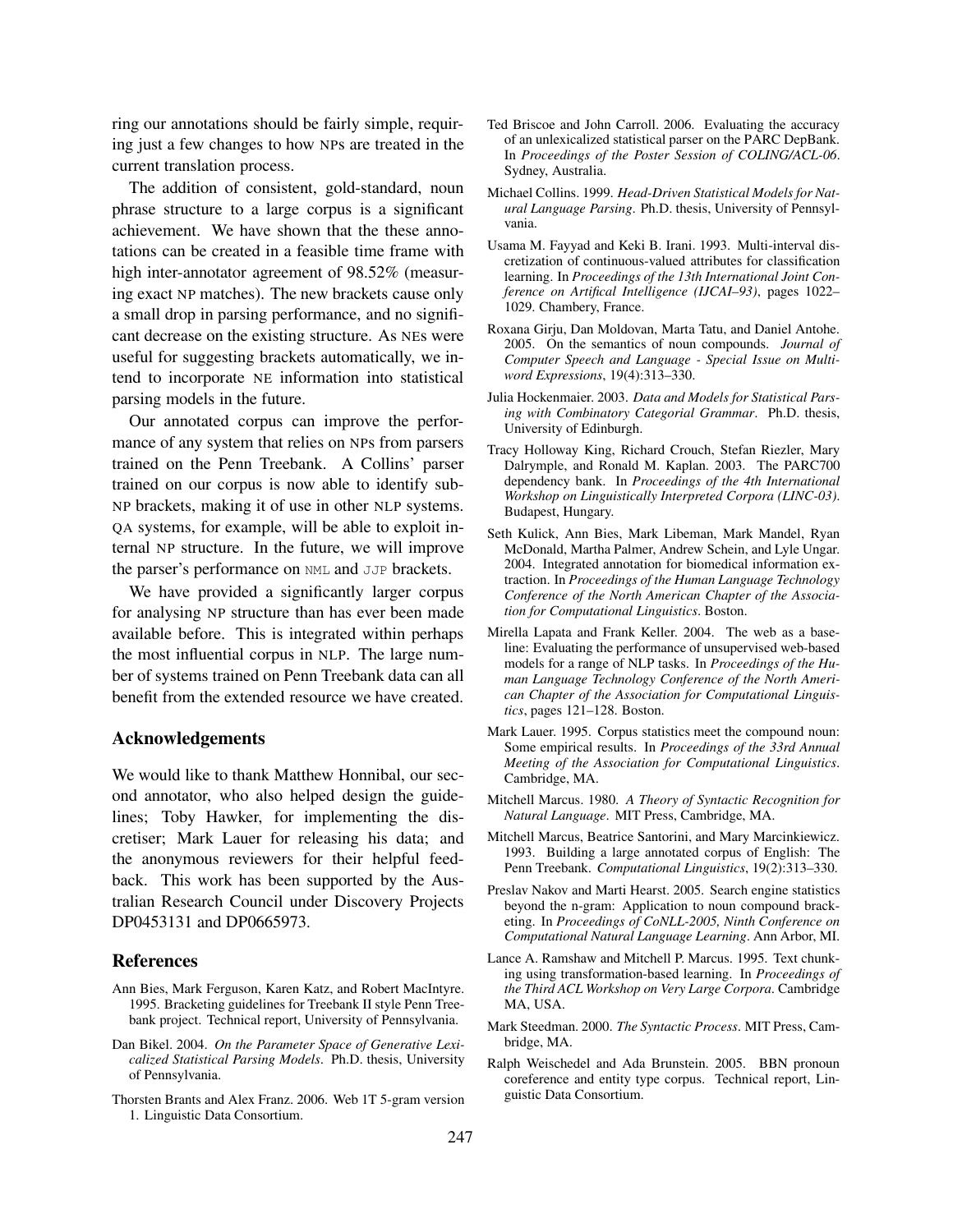ring our annotations should be fairly simple, requiring just a few changes to how NPs are treated in the current translation process.

The addition of consistent, gold-standard, noun phrase structure to a large corpus is a significant achievement. We have shown that the these annotations can be created in a feasible time frame with high inter-annotator agreement of 98.52% (measuring exact NP matches). The new brackets cause only a small drop in parsing performance, and no significant decrease on the existing structure. As NEs were useful for suggesting brackets automatically, we intend to incorporate NE information into statistical parsing models in the future.

Our annotated corpus can improve the performance of any system that relies on NPs from parsers trained on the Penn Treebank. A Collins' parser trained on our corpus is now able to identify sub-NP brackets, making it of use in other NLP systems. QA systems, for example, will be able to exploit internal NP structure. In the future, we will improve the parser's performance on NML and JJP brackets.

We have provided a significantly larger corpus for analysing NP structure than has ever been made available before. This is integrated within perhaps the most influential corpus in NLP. The large number of systems trained on Penn Treebank data can all benefit from the extended resource we have created.

## Acknowledgements

We would like to thank Matthew Honnibal, our second annotator, who also helped design the guidelines; Toby Hawker, for implementing the discretiser; Mark Lauer for releasing his data; and the anonymous reviewers for their helpful feedback. This work has been supported by the Australian Research Council under Discovery Projects DP0453131 and DP0665973.

## References

Ann Bies, Mark Ferguson, Karen Katz, and Robert MacIntyre. 1995. Bracketing guidelines for Treebank II style Penn Treebank project. Technical report, University of Pennsylvania.

Dan Bikel. 2004. *On the Parameter Space of Generative Lexicalized Statistical Parsing Models*. Ph.D. thesis, University of Pennsylvania.

Thorsten Brants and Alex Franz. 2006. Web 1T 5-gram version 1. Linguistic Data Consortium.

Ted Briscoe and John Carroll. 2006. Evaluating the accuracy of an unlexicalized statistical parser on the PARC DepBank. In *Proceedings of the Poster Session of COLING/ACL-06*. Sydney, Australia.

Michael Collins. 1999. *Head-Driven Statistical Models for Natural Language Parsing*. Ph.D. thesis, University of Pennsylvania.

Usama M. Fayyad and Keki B. Irani. 1993. Multi-interval discretization of continuous-valued attributes for classification learning. In *Proceedings of the 13th International Joint Conference on Artifical Intelligence (IJCAI–93)*, pages 1022–1029. Chambery, France.

Roxana Girju, Dan Moldovan, Marta Tatu, and Daniel Antohe. 2005. On the semantics of noun compounds. *Journal of Computer Speech and Language - Special Issue on Multiword Expressions*, 19(4):313–330.

Julia Hockenmaier. 2003. *Data and Models for Statistical Parsing with Combinatory Categorial Grammar*. Ph.D. thesis, University of Edinburgh.

Tracy Holloway King, Richard Crouch, Stefan Riezler, Mary Dalrymple, and Ronald M. Kaplan. 2003. The PARC700 dependency bank. In *Proceedings of the 4th International Workshop on Linguistically Interpreted Corpora (LINC-03)*. Budapest, Hungary.

Seth Kulick, Ann Bies, Mark Libeman, Mark Mandel, Ryan McDonald, Martha Palmer, Andrew Schein, and Lyle Ungar. 2004. Integrated annotation for biomedical information extraction. In *Proceedings of the Human Language Technology Conference of the North American Chapter of the Association for Computational Linguistics*. Boston.

Mirella Lapata and Frank Keller. 2004. The web as a baseline: Evaluating the performance of unsupervised web-based models for a range of NLP tasks. In *Proceedings of the Human Language Technology Conference of the North American Chapter of the Association for Computational Linguistics*, pages 121–128. Boston.

Mark Lauer. 1995. Corpus statistics meet the compound noun: Some empirical results. In *Proceedings of the 33rd Annual Meeting of the Association for Computational Linguistics*. Cambridge, MA.

Mitchell Marcus. 1980. *A Theory of Syntactic Recognition for Natural Language*. MIT Press, Cambridge, MA.

Mitchell Marcus, Beatrice Santorini, and Mary Marcinkiewicz. 1993. Building a large annotated corpus of English: The Penn Treebank. *Computational Linguistics*, 19(2):313–330.

Preslav Nakov and Marti Hearst. 2005. Search engine statistics beyond the n-gram: Application to noun compound bracketing. In *Proceedings of CoNLL-2005, Ninth Conference on Computational Natural Language Learning*. Ann Arbor, MI.

Lance A. Ramshaw and Mitchell P. Marcus. 1995. Text chunking using transformation-based learning. In *Proceedings of the Third ACL Workshop on Very Large Corpora*. Cambridge MA, USA.

Mark Steedman. 2000. *The Syntactic Process*. MIT Press, Cambridge, MA.

Ralph Weischedel and Ada Brunstein. 2005. BBN pronoun coreference and entity type corpus. Technical report, Linguistic Data Consortium.